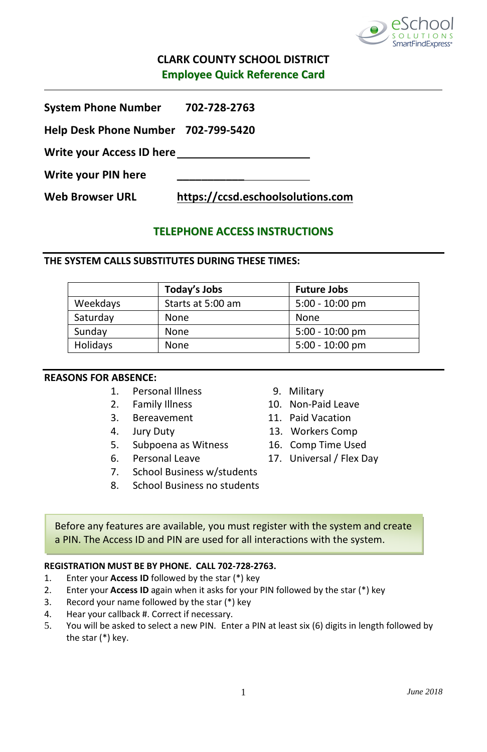# CLARK COUNTY SCHOOL DISTRICT

## Employee Quick Reference Card

**System Phone Number** **702-728-2763**

**Help Desk Phone Number** **702-799-5420**

**Write your Access ID here** ______________________

**Write your PIN here** ______________________

**Web Browser URL** **https://ccsd.eschoolsolutions.com**

## TELEPHONE ACCESS INSTRUCTIONS

**THE SYSTEM CALLS SUBSTITUTES DURING THESE TIMES:**

| | Today's Jobs | Future Jobs |
|---|---|---|
| Weekdays | Starts at 5:00 am | 5:00 - 10:00 pm |
| Saturday | None | None |
| Sunday | None | 5:00 - 10:00 pm |
| Holidays | None | 5:00 - 10:00 pm |

**REASONS FOR ABSENCE:**

1. Personal Illness
2. Family Illness
3. Bereavement
4. Jury Duty
5. Subpoena as Witness
6. Personal Leave
7. School Business w/students
8. School Business no students
9. Military
10. Non-Paid Leave
11. Paid Vacation
13. Workers Comp
16. Comp Time Used
17. Universal / Flex Day

> Before any features are available, you must register with the system and create a PIN. The Access ID and PIN are used for all interactions with the system.

**REGISTRATION MUST BE BY PHONE. CALL 702-728-2763.**

1. Enter your **Access ID** followed by the star (*) key
2. Enter your **Access ID** again when it asks for your PIN followed by the star (*) key
3. Record your name followed by the star (*) key
4. Hear your callback #. Correct if necessary.
5. You will be asked to select a new PIN. Enter a PIN at least six (6) digits in length followed by the star (*) key.

*June 2018*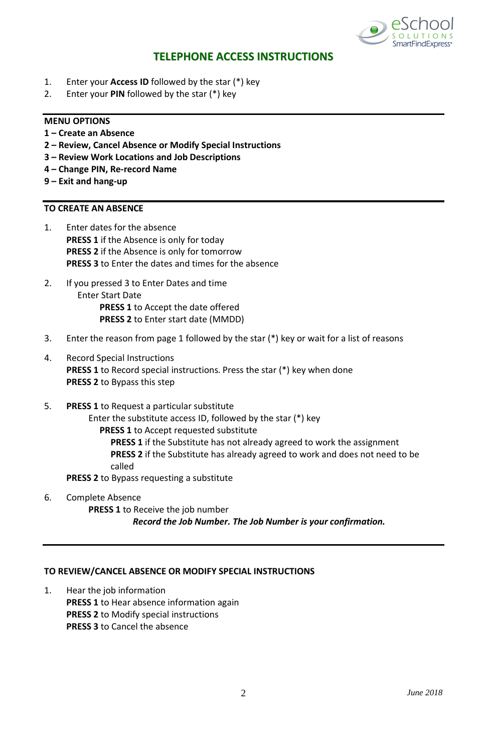## TELEPHONE ACCESS INSTRUCTIONS

1. Enter your **Access ID** followed by the star (*) key
2. Enter your **PIN** followed by the star (*) key

---

**MENU OPTIONS**

**1 – Create an Absence**
**2 – Review, Cancel Absence or Modify Special Instructions**
**3 – Review Work Locations and Job Descriptions**
**4 – Change PIN, Re-record Name**
**9 – Exit and hang-up**

---

**TO CREATE AN ABSENCE**

1. Enter dates for the absence
   **PRESS 1** if the Absence is only for today
   **PRESS 2** if the Absence is only for tomorrow
   **PRESS 3** to Enter the dates and times for the absence

2. If you pressed 3 to Enter Dates and time
   - Enter Start Date
     - **PRESS 1** to Accept the date offered
     - **PRESS 2** to Enter start date (MMDD)

3. Enter the reason from page 1 followed by the star (*) key or wait for a list of reasons

4. Record Special Instructions
   **PRESS 1** to Record special instructions. Press the star (*) key when done
   **PRESS 2** to Bypass this step

5. **PRESS 1** to Request a particular substitute
   - Enter the substitute access ID, followed by the star (*) key
     - **PRESS 1** to Accept requested substitute
       - **PRESS 1** if the Substitute has not already agreed to work the assignment
       - **PRESS 2** if the Substitute has already agreed to work and does not need to be called

   **PRESS 2** to Bypass requesting a substitute

6. Complete Absence
   - **PRESS 1** to Receive the job number
     - ***Record the Job Number. The Job Number is your confirmation.***

---

**TO REVIEW/CANCEL ABSENCE OR MODIFY SPECIAL INSTRUCTIONS**

1. Hear the job information
   **PRESS 1** to Hear absence information again
   **PRESS 2** to Modify special instructions
   **PRESS 3** to Cancel the absence

*June 2018*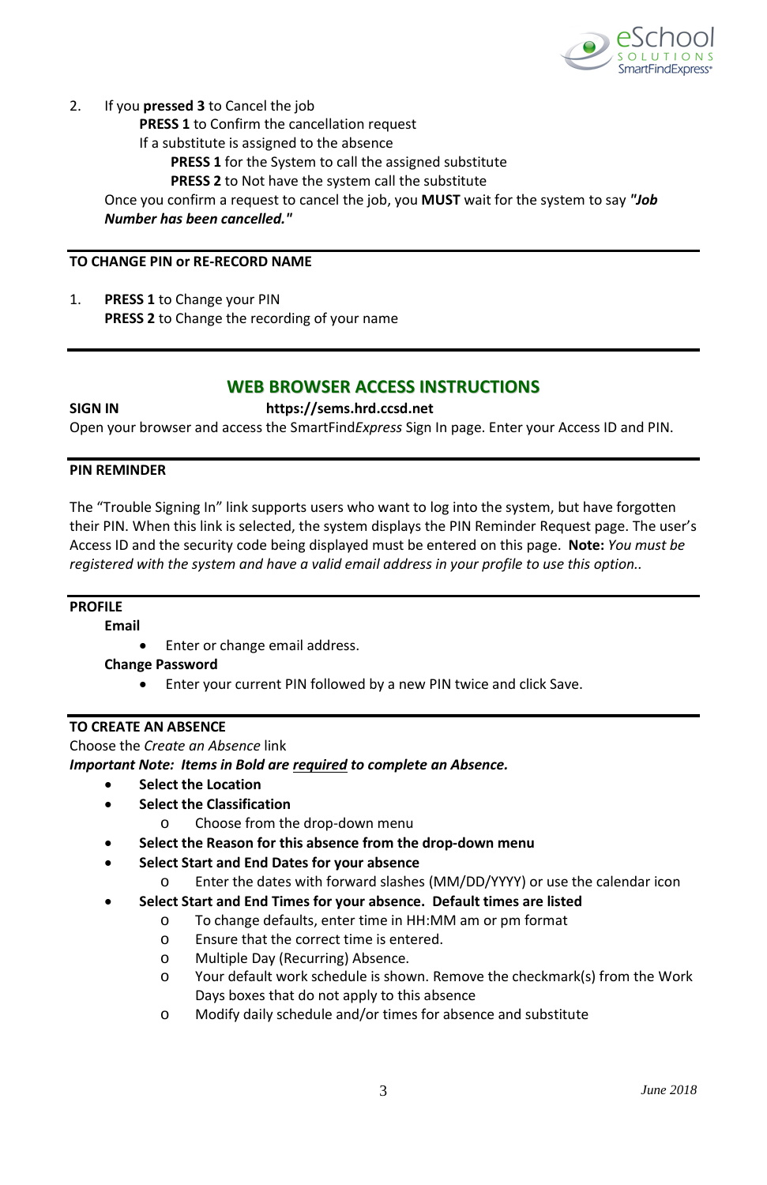2. If you **pressed 3** to Cancel the job
   **PRESS 1** to Confirm the cancellation request
   If a substitute is assigned to the absence
      **PRESS 1** for the System to call the assigned substitute
      **PRESS 2** to Not have the system call the substitute

   Once you confirm a request to cancel the job, you **MUST** wait for the system to say ***"Job Number has been cancelled."***

---

**TO CHANGE PIN or RE-RECORD NAME**

1. **PRESS 1** to Change your PIN
   **PRESS 2** to Change the recording of your name

---

## WEB BROWSER ACCESS INSTRUCTIONS

**SIGN IN** **https://sems.hrd.ccsd.net**

Open your browser and access the SmartFind*Express* Sign In page. Enter your Access ID and PIN.

---

**PIN REMINDER**

The "Trouble Signing In" link supports users who want to log into the system, but have forgotten their PIN. When this link is selected, the system displays the PIN Reminder Request page. The user's Access ID and the security code being displayed must be entered on this page. **Note:** *You must be registered with the system and have a valid email address in your profile to use this option..*

---

**PROFILE**

**Email**

- Enter or change email address.

**Change Password**

- Enter your current PIN followed by a new PIN twice and click Save.

---

**TO CREATE AN ABSENCE**

Choose the *Create an Absence* link

***Important Note: Items in Bold are <u>required</u> to complete an Absence.***

- **Select the Location**
- **Select the Classification**
  - Choose from the drop-down menu
- **Select the Reason for this absence from the drop-down menu**
- **Select Start and End Dates for your absence**
  - Enter the dates with forward slashes (MM/DD/YYYY) or use the calendar icon
- **Select Start and End Times for your absence. Default times are listed**
  - To change defaults, enter time in HH:MM am or pm format
  - Ensure that the correct time is entered.
  - Multiple Day (Recurring) Absence.
  - Your default work schedule is shown. Remove the checkmark(s) from the Work Days boxes that do not apply to this absence
  - Modify daily schedule and/or times for absence and substitute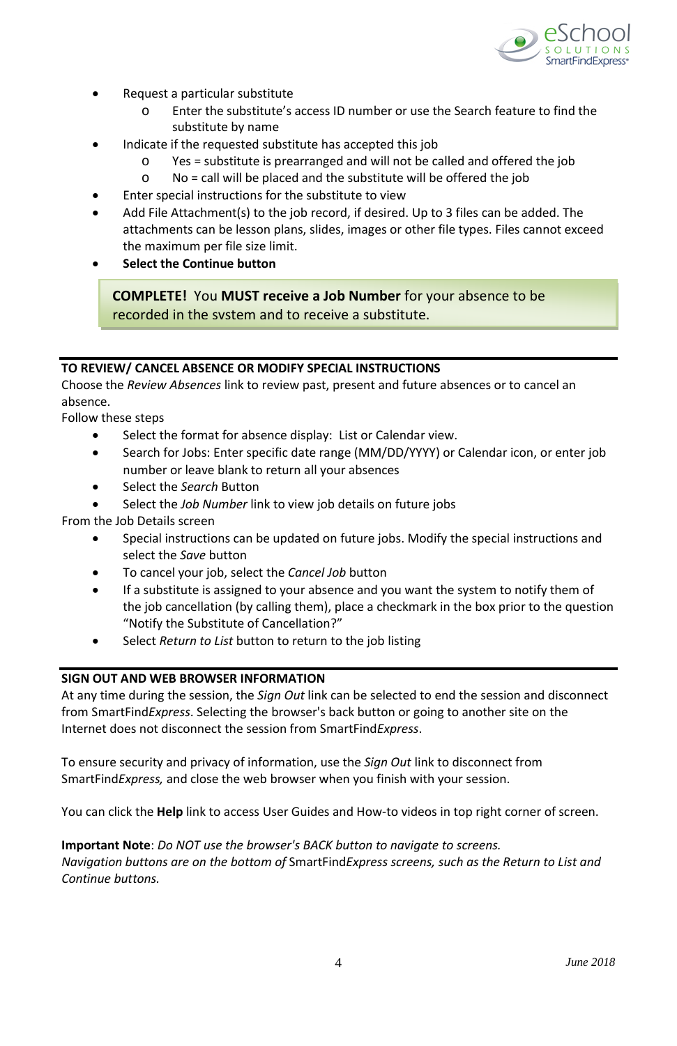- Request a particular substitute
    - Enter the substitute's access ID number or use the Search feature to find the substitute by name
- Indicate if the requested substitute has accepted this job
    - Yes = substitute is prearranged and will not be called and offered the job
    - No = call will be placed and the substitute will be offered the job
- Enter special instructions for the substitute to view
- Add File Attachment(s) to the job record, if desired. Up to 3 files can be added. The attachments can be lesson plans, slides, images or other file types. Files cannot exceed the maximum per file size limit.
- **Select the Continue button**

> **COMPLETE!** You **MUST receive a Job Number** for your absence to be recorded in the svstem and to receive a substitute.

## TO REVIEW/ CANCEL ABSENCE OR MODIFY SPECIAL INSTRUCTIONS

Choose the *Review Absences* link to review past, present and future absences or to cancel an absence.

Follow these steps

- Select the format for absence display: List or Calendar view.
- Search for Jobs: Enter specific date range (MM/DD/YYYY) or Calendar icon, or enter job number or leave blank to return all your absences
- Select the *Search* Button
- Select the *Job Number* link to view job details on future jobs

From the Job Details screen

- Special instructions can be updated on future jobs. Modify the special instructions and select the *Save* button
- To cancel your job, select the *Cancel Job* button
- If a substitute is assigned to your absence and you want the system to notify them of the job cancellation (by calling them), place a checkmark in the box prior to the question "Notify the Substitute of Cancellation?"
- Select *Return to List* button to return to the job listing

## SIGN OUT AND WEB BROWSER INFORMATION

At any time during the session, the *Sign Out* link can be selected to end the session and disconnect from SmartFind*Express*. Selecting the browser's back button or going to another site on the Internet does not disconnect the session from SmartFind*Express*.

To ensure security and privacy of information, use the *Sign Out* link to disconnect from SmartFind*Express,* and close the web browser when you finish with your session.

You can click the **Help** link to access User Guides and How-to videos in top right corner of screen.

**Important Note**: *Do NOT use the browser's BACK button to navigate to screens. Navigation buttons are on the bottom of* SmartFind*Express screens, such as the Return to List and Continue buttons.*

*June 2018*